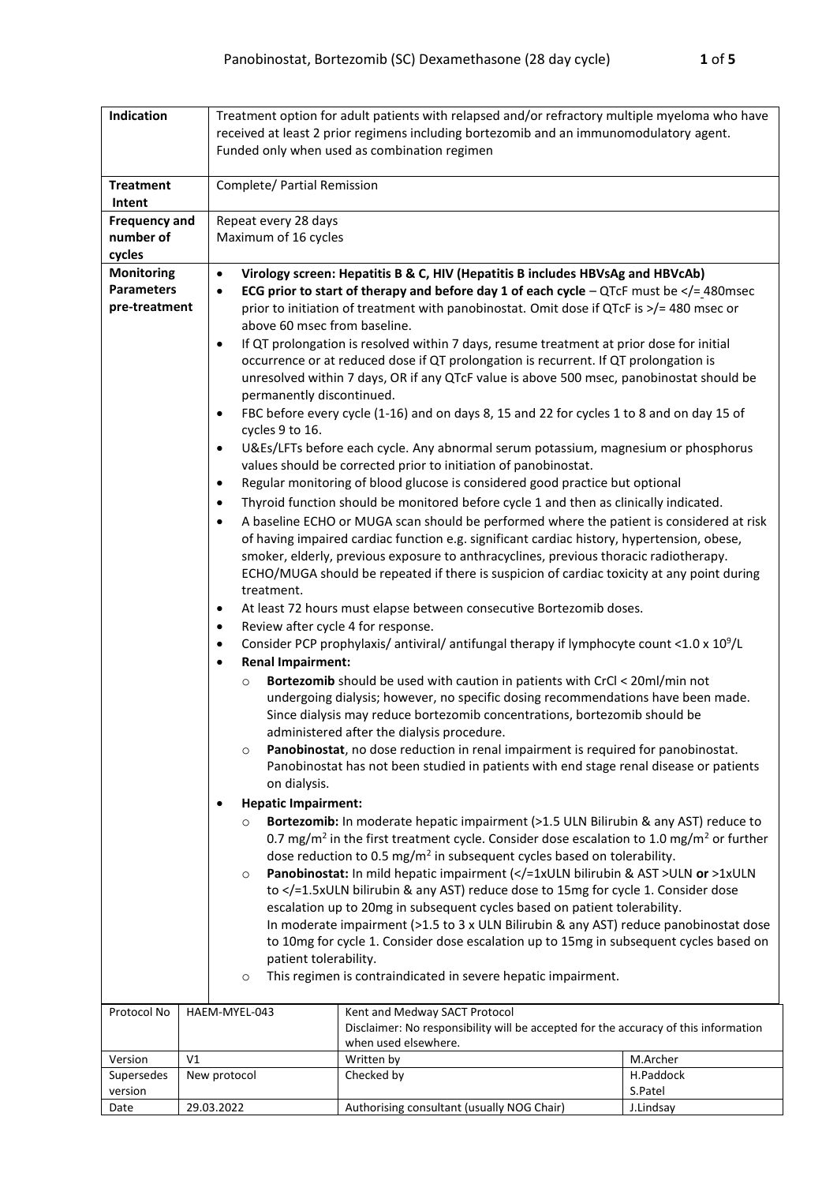| Indication | Treatment option for adult patients with relapsed and/or refractory multiple myeloma who have received at least 2 prior regimens including bortezomib and an immunomodulatory agent. Funded only when used as combination regimen |
|---|---|
| **Treatment Intent** | Complete/ Partial Remission |
| **Frequency and number of cycles** | Repeat every 28 days<br>Maximum of 16 cycles |
| **Monitoring Parameters pre-treatment** | • **Virology screen: Hepatitis B & C, HIV (Hepatitis B includes HBVsAg and HBVcAb)**<br>• **ECG prior to start of therapy and before day 1 of each cycle** – QTcF must be </= 480msec prior to initiation of treatment with panobinostat. Omit dose if QTcF is >/= 480 msec or above 60 msec from baseline.<br>• If QT prolongation is resolved within 7 days, resume treatment at prior dose for initial occurrence or at reduced dose if QT prolongation is recurrent. If QT prolongation is unresolved within 7 days, OR if any QTcF value is above 500 msec, panobinostat should be permanently discontinued.<br>• FBC before every cycle (1-16) and on days 8, 15 and 22 for cycles 1 to 8 and on day 15 of cycles 9 to 16.<br>• U&Es/LFTs before each cycle. Any abnormal serum potassium, magnesium or phosphorus values should be corrected prior to initiation of panobinostat.<br>• Regular monitoring of blood glucose is considered good practice but optional<br>• Thyroid function should be monitored before cycle 1 and then as clinically indicated.<br>• A baseline ECHO or MUGA scan should be performed where the patient is considered at risk of having impaired cardiac function e.g. significant cardiac history, hypertension, obese, smoker, elderly, previous exposure to anthracyclines, previous thoracic radiotherapy. ECHO/MUGA should be repeated if there is suspicion of cardiac toxicity at any point during treatment.<br>• At least 72 hours must elapse between consecutive Bortezomib doses.<br>• Review after cycle 4 for response.<br>• Consider PCP prophylaxis/ antiviral/ antifungal therapy if lymphocyte count $<1.0 \times 10^9$/L<br>• **Renal Impairment:**<br>  ○ **Bortezomib** should be used with caution in patients with CrCl < 20ml/min not undergoing dialysis; however, no specific dosing recommendations have been made. Since dialysis may reduce bortezomib concentrations, bortezomib should be administered after the dialysis procedure.<br>  ○ **Panobinostat**, no dose reduction in renal impairment is required for panobinostat. Panobinostat has not been studied in patients with end stage renal disease or patients on dialysis.<br>• **Hepatic Impairment:**<br>  ○ **Bortezomib:** In moderate hepatic impairment (>1.5 ULN Bilirubin & any AST) reduce to 0.7 mg/m$^2$ in the first treatment cycle. Consider dose escalation to 1.0 mg/m$^2$ or further dose reduction to 0.5 mg/m$^2$ in subsequent cycles based on tolerability.<br>  ○ **Panobinostat:** In mild hepatic impairment (</=1xULN bilirubin & AST >ULN **or** >1xULN to </=1.5xULN bilirubin & any AST) reduce dose to 15mg for cycle 1. Consider dose escalation up to 20mg in subsequent cycles based on patient tolerability.<br>In moderate impairment (>1.5 to 3 x ULN Bilirubin & any AST) reduce panobinostat dose to 10mg for cycle 1. Consider dose escalation up to 15mg in subsequent cycles based on patient tolerability.<br>  ○ This regimen is contraindicated in severe hepatic impairment. |

| Protocol No | HAEM-MYEL-043 | Kent and Medway SACT Protocol<br>Disclaimer: No responsibility will be accepted for the accuracy of this information when used elsewhere. | |
|---|---|---|---|
| Version | V1 | Written by | M.Archer |
| Supersedes version | New protocol | Checked by | H.Paddock<br>S.Patel |
| Date | 29.03.2022 | Authorising consultant (usually NOG Chair) | J.Lindsay |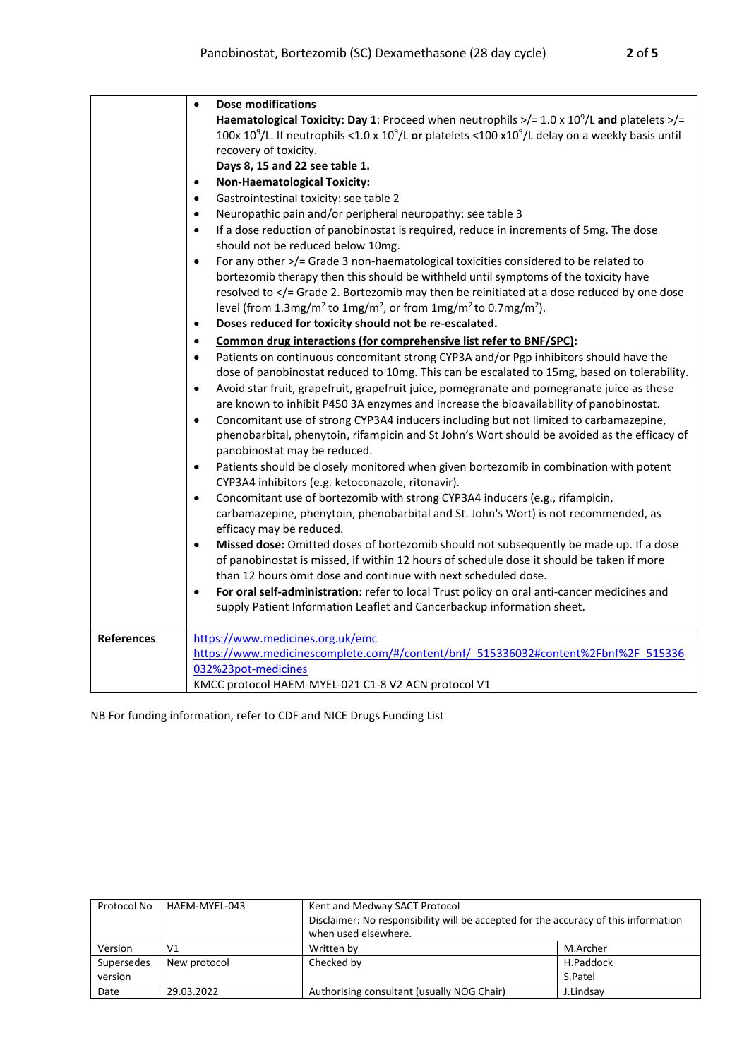| | |
|---|---|
| | • **Dose modifications**<br>**Haematological Toxicity: Day 1**: Proceed when neutrophils >/= 1.0 x $10^9$/L **and** platelets >/= 100x $10^9$/L. If neutrophils <1.0 x $10^9$/L **or** platelets <100 x$10^9$/L delay on a weekly basis until recovery of toxicity.<br>**Days 8, 15 and 22 see table 1.**<br>• **Non-Haematological Toxicity:**<br>• Gastrointestinal toxicity: see table 2<br>• Neuropathic pain and/or peripheral neuropathy: see table 3<br>• If a dose reduction of panobinostat is required, reduce in increments of 5mg. The dose should not be reduced below 10mg.<br>• For any other >/= Grade 3 non-haematological toxicities considered to be related to bortezomib therapy then this should be withheld until symptoms of the toxicity have resolved to </= Grade 2. Bortezomib may then be reinitiated at a dose reduced by one dose level (from 1.3mg/m$^2$ to 1mg/m$^2$, or from 1mg/m$^2$ to 0.7mg/m$^2$).<br>• **Doses reduced for toxicity should not be re-escalated.**<br>• **Common drug interactions (for comprehensive list refer to BNF/SPC):**<br>• Patients on continuous concomitant strong CYP3A and/or Pgp inhibitors should have the dose of panobinostat reduced to 10mg. This can be escalated to 15mg, based on tolerability.<br>• Avoid star fruit, grapefruit, grapefruit juice, pomegranate and pomegranate juice as these are known to inhibit P450 3A enzymes and increase the bioavailability of panobinostat.<br>• Concomitant use of strong CYP3A4 inducers including but not limited to carbamazepine, phenobarbital, phenytoin, rifampicin and St John's Wort should be avoided as the efficacy of panobinostat may be reduced.<br>• Patients should be closely monitored when given bortezomib in combination with potent CYP3A4 inhibitors (e.g. ketoconazole, ritonavir).<br>• Concomitant use of bortezomib with strong CYP3A4 inducers (e.g., rifampicin, carbamazepine, phenytoin, phenobarbital and St. John's Wort) is not recommended, as efficacy may be reduced.<br>• **Missed dose:** Omitted doses of bortezomib should not subsequently be made up. If a dose of panobinostat is missed, if within 12 hours of schedule dose it should be taken if more than 12 hours omit dose and continue with next scheduled dose.<br>• **For oral self-administration:** refer to local Trust policy on oral anti-cancer medicines and supply Patient Information Leaflet and Cancerbackup information sheet. |
| **References** | https://www.medicines.org.uk/emc<br>https://www.medicinescomplete.com/#/content/bnf/_515336032#content%2Fbnf%2F_515336032%23pot-medicines<br>KMCC protocol HAEM-MYEL-021 C1-8 V2 ACN protocol V1 |

NB For funding information, refer to CDF and NICE Drugs Funding List

| Protocol No | HAEM-MYEL-043 | Kent and Medway SACT Protocol<br>Disclaimer: No responsibility will be accepted for the accuracy of this information when used elsewhere. | |
|---|---|---|---|
| Version | V1 | Written by | M.Archer |
| Supersedes version | New protocol | Checked by | H.Paddock<br>S.Patel |
| Date | 29.03.2022 | Authorising consultant (usually NOG Chair) | J.Lindsay |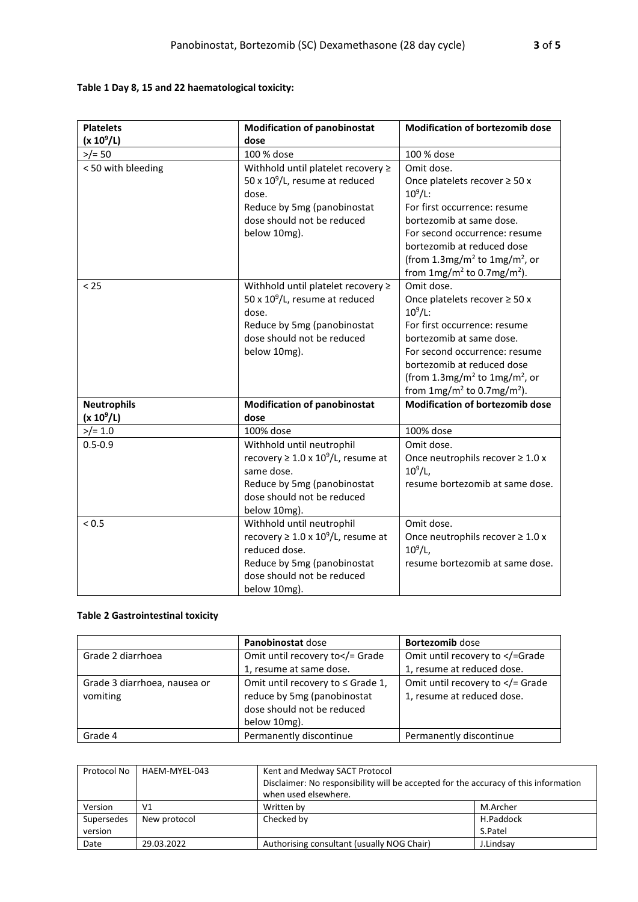**Table 1 Day 8, 15 and 22 haematological toxicity:**

| Platelets ($x\ 10^9/L$) | Modification of panobinostat dose | Modification of bortezomib dose |
|---|---|---|
| >/= 50 | 100 % dose | 100 % dose |
| < 50 with bleeding | Withhold until platelet recovery ≥ 50 x $10^9/L$, resume at reduced dose. Reduce by 5mg (panobinostat dose should not be reduced below 10mg). | Omit dose. Once platelets recover ≥ 50 x $10^9/L$: For first occurrence: resume bortezomib at same dose. For second occurrence: resume bortezomib at reduced dose (from $1.3mg/m^2$ to $1mg/m^2$, or from $1mg/m^2$ to $0.7mg/m^2$). |
| < 25 | Withhold until platelet recovery ≥ 50 x $10^9/L$, resume at reduced dose. Reduce by 5mg (panobinostat dose should not be reduced below 10mg). | Omit dose. Once platelets recover ≥ 50 x $10^9/L$: For first occurrence: resume bortezomib at same dose. For second occurrence: resume bortezomib at reduced dose (from $1.3mg/m^2$ to $1mg/m^2$, or from $1mg/m^2$ to $0.7mg/m^2$). |
| **Neutrophils ($x\ 10^9/L$)** | **Modification of panobinostat dose** | **Modification of bortezomib dose** |
| >/= 1.0 | 100% dose | 100% dose |
| 0.5-0.9 | Withhold until neutrophil recovery ≥ 1.0 x $10^9/L$, resume at same dose. Reduce by 5mg (panobinostat dose should not be reduced below 10mg). | Omit dose. Once neutrophils recover ≥ 1.0 x $10^9/L$, resume bortezomib at same dose. |
| < 0.5 | Withhold until neutrophil recovery ≥ 1.0 x $10^9/L$, resume at reduced dose. Reduce by 5mg (panobinostat dose should not be reduced below 10mg). | Omit dose. Once neutrophils recover ≥ 1.0 x $10^9/L$, resume bortezomib at same dose. |

**Table 2 Gastrointestinal toxicity**

| | **Panobinostat** dose | **Bortezomib** dose |
|---|---|---|
| Grade 2 diarrhoea | Omit until recovery to</= Grade 1, resume at same dose. | Omit until recovery to </=Grade 1, resume at reduced dose. |
| Grade 3 diarrhoea, nausea or vomiting | Omit until recovery to ≤ Grade 1, reduce by 5mg (panobinostat dose should not be reduced below 10mg). | Omit until recovery to </= Grade 1, resume at reduced dose. |
| Grade 4 | Permanently discontinue | Permanently discontinue |

| Protocol No | HAEM-MYEL-043 | Kent and Medway SACT Protocol Disclaimer: No responsibility will be accepted for the accuracy of this information when used elsewhere. | |
|---|---|---|---|
| Version | V1 | Written by | M.Archer |
| Supersedes version | New protocol | Checked by | H.Paddock S.Patel |
| Date | 29.03.2022 | Authorising consultant (usually NOG Chair) | J.Lindsay |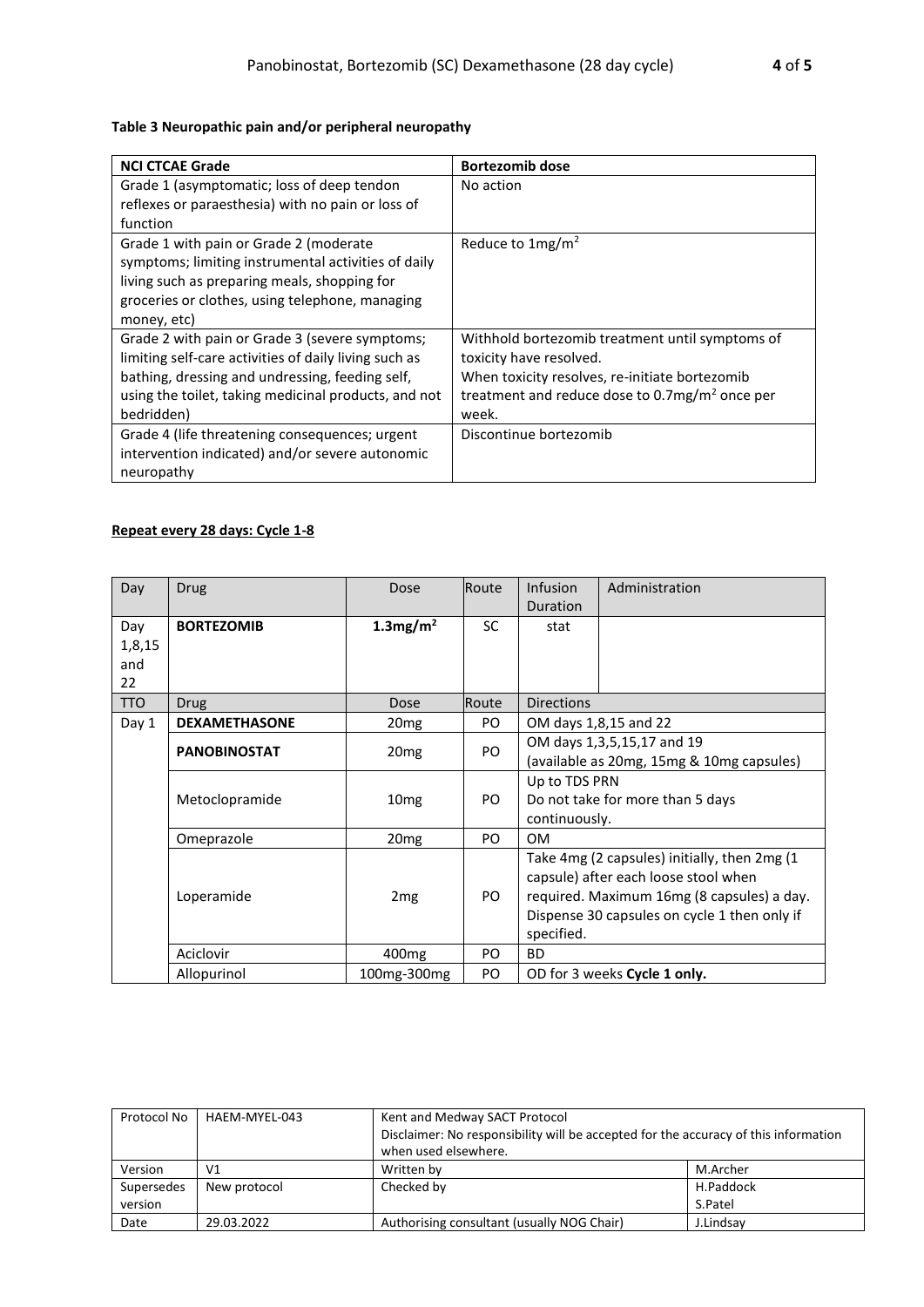**Table 3 Neuropathic pain and/or peripheral neuropathy**

| NCI CTCAE Grade | Bortezomib dose |
|---|---|
| Grade 1 (asymptomatic; loss of deep tendon reflexes or paraesthesia) with no pain or loss of function | No action |
| Grade 1 with pain or Grade 2 (moderate symptoms; limiting instrumental activities of daily living such as preparing meals, shopping for groceries or clothes, using telephone, managing money, etc) | Reduce to 1mg/m$^2$ |
| Grade 2 with pain or Grade 3 (severe symptoms; limiting self-care activities of daily living such as bathing, dressing and undressing, feeding self, using the toilet, taking medicinal products, and not bedridden) | Withhold bortezomib treatment until symptoms of toxicity have resolved. When toxicity resolves, re-initiate bortezomib treatment and reduce dose to 0.7mg/m$^2$ once per week. |
| Grade 4 (life threatening consequences; urgent intervention indicated) and/or severe autonomic neuropathy | Discontinue bortezomib |

**Repeat every 28 days: Cycle 1-8**

| Day | Drug | Dose | Route | Infusion Duration | Administration |
|---|---|---|---|---|---|
| Day 1,8,15 and 22 | **BORTEZOMIB** | **1.3mg/m$^2$** | SC | stat | |
| TTO | Drug | Dose | Route | Directions | |
| Day 1 | **DEXAMETHASONE** | 20mg | PO | OM days 1,8,15 and 22 | |
| | **PANOBINOSTAT** | 20mg | PO | OM days 1,3,5,15,17 and 19 (available as 20mg, 15mg & 10mg capsules) | |
| | Metoclopramide | 10mg | PO | Up to TDS PRN Do not take for more than 5 days continuously. | |
| | Omeprazole | 20mg | PO | OM | |
| | Loperamide | 2mg | PO | Take 4mg (2 capsules) initially, then 2mg (1 capsule) after each loose stool when required. Maximum 16mg (8 capsules) a day. Dispense 30 capsules on cycle 1 then only if specified. | |
| | Aciclovir | 400mg | PO | BD | |
| | Allopurinol | 100mg-300mg | PO | OD for 3 weeks **Cycle 1 only.** | |

| Protocol No | HAEM-MYEL-043 | Kent and Medway SACT Protocol Disclaimer: No responsibility will be accepted for the accuracy of this information when used elsewhere. | |
|---|---|---|---|
| Version | V1 | Written by | M.Archer |
| Supersedes version | New protocol | Checked by | H.Paddock S.Patel |
| Date | 29.03.2022 | Authorising consultant (usually NOG Chair) | J.Lindsay |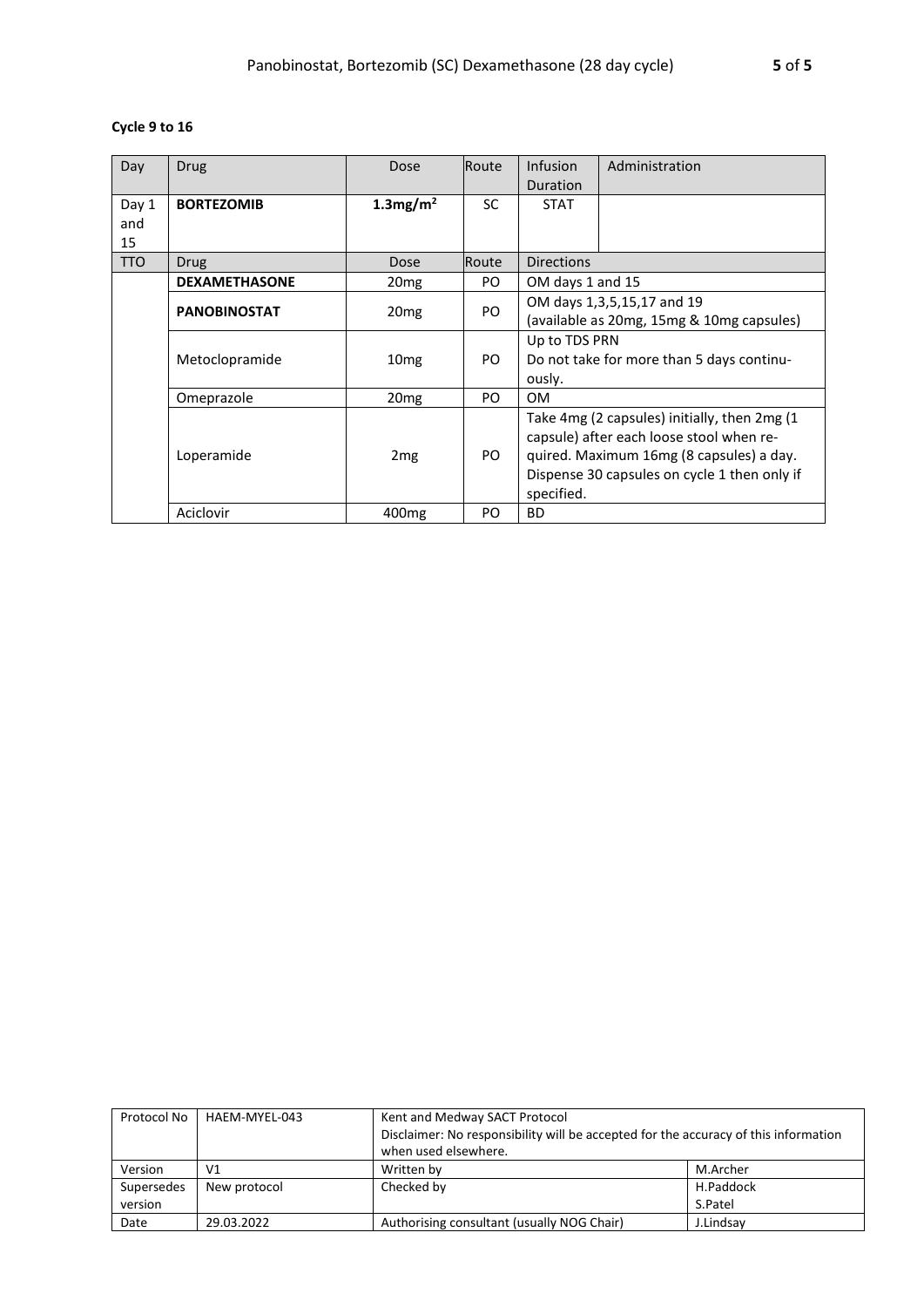**Cycle 9 to 16**

| Day | Drug | Dose | Route | Infusion Duration | Administration |
|---|---|---|---|---|---|
| Day 1 and 15 | **BORTEZOMIB** | **1.3mg/m$^2$** | SC | STAT | |
| TTO | Drug | Dose | Route | Directions | |
| | **DEXAMETHASONE** | 20mg | PO | OM days 1 and 15 | |
| | **PANOBINOSTAT** | 20mg | PO | OM days 1,3,5,15,17 and 19 (available as 20mg, 15mg & 10mg capsules) | |
| | Metoclopramide | 10mg | PO | Up to TDS PRN Do not take for more than 5 days continuously. | |
| | Omeprazole | 20mg | PO | OM | |
| | Loperamide | 2mg | PO | Take 4mg (2 capsules) initially, then 2mg (1 capsule) after each loose stool when required. Maximum 16mg (8 capsules) a day. Dispense 30 capsules on cycle 1 then only if specified. | |
| | Aciclovir | 400mg | PO | BD | |

| Protocol No | HAEM-MYEL-043 | Kent and Medway SACT Protocol Disclaimer: No responsibility will be accepted for the accuracy of this information when used elsewhere. | |
|---|---|---|---|
| Version | V1 | Written by | M.Archer |
| Supersedes version | New protocol | Checked by | H.Paddock S.Patel |
| Date | 29.03.2022 | Authorising consultant (usually NOG Chair) | J.Lindsay |